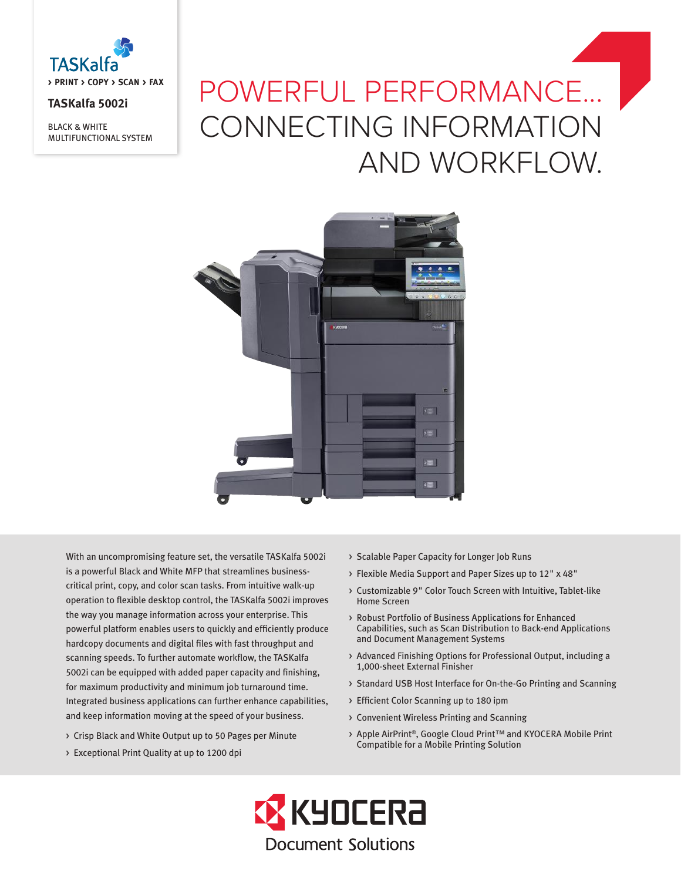TASKalfa

› PRINT › COPY › SCAN › FAX

**TASKalfa 5002i**

BLACK & WHITE MULTIFUNCTIONAL SYSTEM

# POWERFUL PERFORMANCE... CONNECTING INFORMATION AND WORKFLOW.

With an uncompromising feature set, the versatile TASKalfa 5002i is a powerful Black and White MFP that streamlines business-critical print, copy, and color scan tasks. From intuitive walk-up operation to flexible desktop control, the TASKalfa 5002i improves the way you manage information across your enterprise. This powerful platform enables users to quickly and efficiently produce hardcopy documents and digital files with fast throughput and scanning speeds. To further automate workflow, the TASKalfa 5002i can be equipped with added paper capacity and finishing, for maximum productivity and minimum job turnaround time. Integrated business applications can further enhance capabilities, and keep information moving at the speed of your business.

- Crisp Black and White Output up to 50 Pages per Minute
- Exceptional Print Quality at up to 1200 dpi
- Scalable Paper Capacity for Longer Job Runs
- Flexible Media Support and Paper Sizes up to 12" x 48"
- Customizable 9" Color Touch Screen with Intuitive, Tablet-like Home Screen
- Robust Portfolio of Business Applications for Enhanced Capabilities, such as Scan Distribution to Back-end Applications and Document Management Systems
- Advanced Finishing Options for Professional Output, including a 1,000-sheet External Finisher
- Standard USB Host Interface for On-the-Go Printing and Scanning
- Efficient Color Scanning up to 180 ipm
- Convenient Wireless Printing and Scanning
- Apple AirPrint®, Google Cloud Print™ and KYOCERA Mobile Print Compatible for a Mobile Printing Solution

KYOCERA Document Solutions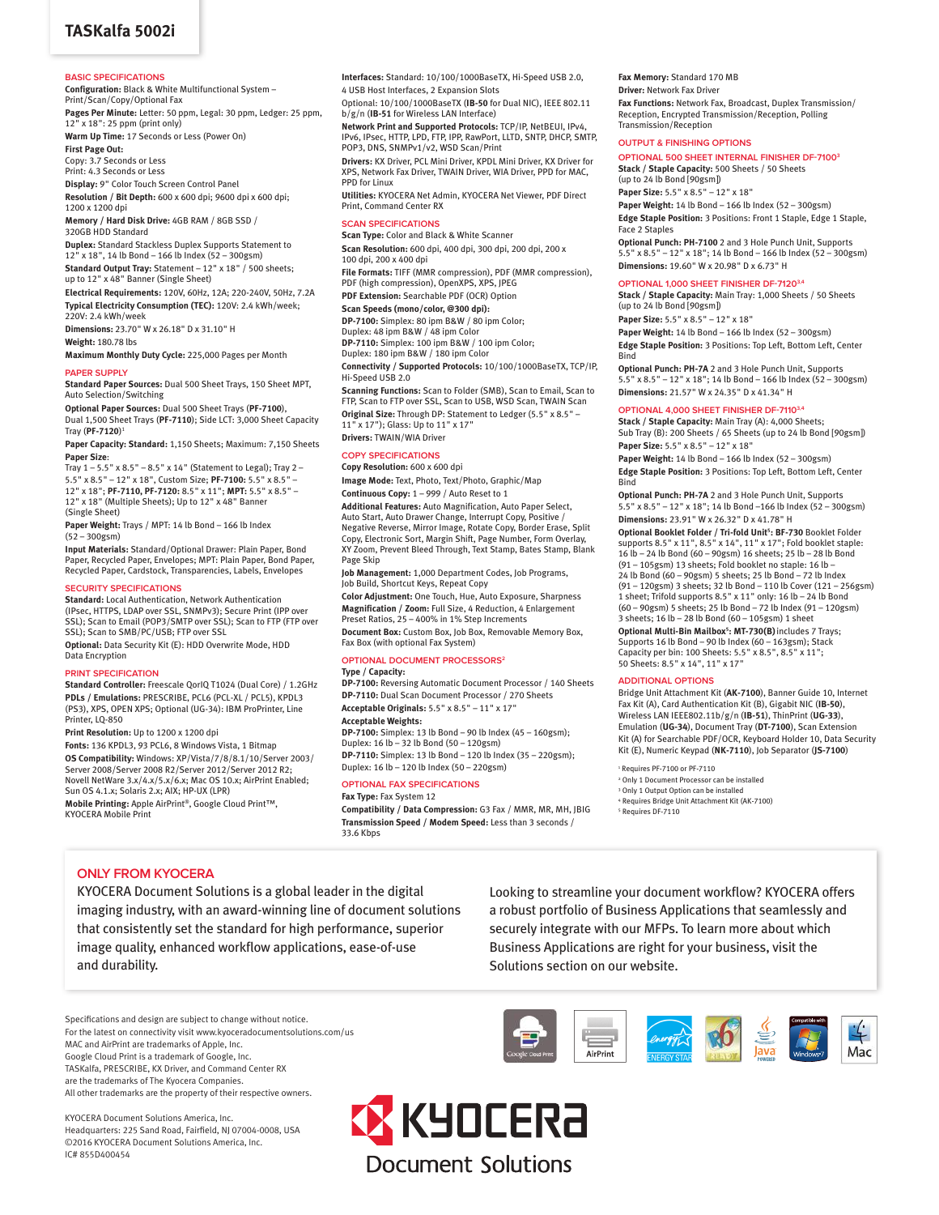# TASKalfa 5002i

## BASIC SPECIFICATIONS

**Configuration:** Black & White Multifunctional System – Print/Scan/Copy/Optional Fax

**Pages Per Minute:** Letter: 50 ppm, Legal: 30 ppm, Ledger: 25 ppm, 12" x 18": 25 ppm (print only)

**Warm Up Time:** 17 Seconds or Less (Power On)

**First Page Out:**
Copy: 3.7 Seconds or Less
Print: 4.3 Seconds or Less

**Display:** 9" Color Touch Screen Control Panel

**Resolution / Bit Depth:** 600 x 600 dpi; 9600 dpi x 600 dpi; 1200 x 1200 dpi

**Memory / Hard Disk Drive:** 4GB RAM / 8GB SSD / 320GB HDD Standard

**Duplex:** Standard Stackless Duplex Supports Statement to 12" x 18", 14 lb Bond – 166 lb Index (52 – 300gsm)

**Standard Output Tray:** Statement – 12" x 18" / 500 sheets; up to 12" x 48" Banner (Single Sheet)

**Electrical Requirements:** 120V, 60Hz, 12A; 220-240V, 50Hz, 7.2A

**Typical Electricity Consumption (TEC):** 120V: 2.4 kWh/week; 220V: 2.4 kWh/week

**Dimensions:** 23.70" W x 26.18" D x 31.10" H

**Weight:** 180.78 lbs

**Maximum Monthly Duty Cycle:** 225,000 Pages per Month

## PAPER SUPPLY

**Standard Paper Sources:** Dual 500 Sheet Trays, 150 Sheet MPT, Auto Selection/Switching

**Optional Paper Sources:** Dual 500 Sheet Trays (**PF-7100**), Dual 1,500 Sheet Trays (**PF-7110**); Side LCT: 3,000 Sheet Capacity Tray (**PF-7120**)[1]

**Paper Capacity: Standard:** 1,150 Sheets; **Maximum:** 7,150 Sheets

**Paper Size:**
Tray 1 – 5.5" x 8.5" – 8.5" x 14" (Statement to Legal); Tray 2 – 5.5" x 8.5" – 12" x 18", Custom Size; **PF-7100:** 5.5" x 8.5" – 12" x 18"; **PF-7110, PF-7120:** 8.5" x 11"; **MPT:** 5.5" x 8.5" – 12" x 18" (Multiple Sheets); Up to 12" x 48" Banner (Single Sheet)

**Paper Weight:** Trays / MPT: 14 lb Bond – 166 lb Index (52 – 300gsm)

**Input Materials:** Standard/Optional Drawer: Plain Paper, Bond Paper, Recycled Paper, Envelopes; MPT: Plain Paper, Bond Paper, Recycled Paper, Cardstock, Transparencies, Labels, Envelopes

## SECURITY SPECIFICATIONS

**Standard:** Local Authentication, Network Authentication (IPsec, HTTPS, LDAP over SSL, SNMPv3); Secure Print (IPP over SSL); Scan to Email (POP3/SMTP over SSL); Scan to FTP (FTP over SSL); Scan to SMB/PC/USB; FTP over SSL

**Optional:** Data Security Kit (E): HDD Overwrite Mode, HDD Data Encryption

## PRINT SPECIFICATION

**Standard Controller:** Freescale QorIQ T1024 (Dual Core) / 1.2GHz

**PDLs / Emulations:** PRESCRIBE, PCL6 (PCL-XL / PCL5), KPDL3 (PS3), XPS, OPEN XPS; Optional (UG-34): IBM ProPrinter, Line Printer, LQ-850

**Print Resolution:** Up to 1200 x 1200 dpi

**Fonts:** 136 KPDL3, 93 PCL6, 8 Windows Vista, 1 Bitmap

**OS Compatibility:** Windows: XP/Vista/7/8/8.1/10/Server 2003/ Server 2008/Server 2008 R2/Server 2012/Server 2012 R2; Novell NetWare 3.x/4.x/5.x/6.x; Mac OS 10.x; AirPrint Enabled; Sun OS 4.1.x; Solaris 2.x; AIX; HP-UX (LPR)

**Mobile Printing:** Apple AirPrint®, Google Cloud Print™, KYOCERA Mobile Print

**Interfaces:** Standard: 10/100/1000BaseTX, Hi-Speed USB 2.0, 4 USB Host Interfaces, 2 Expansion Slots
Optional: 10/100/1000BaseTX (**IB-50** for Dual NIC), IEEE 802.11 b/g/n (**IB-51** for Wireless LAN Interface)

**Network Print and Supported Protocols:** TCP/IP, NetBEUI, IPv4, IPv6, IPsec, HTTP, LPD, FTP, IPP, RawPort, LLTD, SNTP, DHCP, SMTP, POP3, DNS, SNMPv1/v2, WSD Scan/Print

**Drivers:** KX Driver, PCL Mini Driver, KPDL Mini Driver, KX Driver for XPS, Network Fax Driver, TWAIN Driver, WIA Driver, PPD for MAC, PPD for Linux

**Utilities:** KYOCERA Net Admin, KYOCERA Net Viewer, PDF Direct Print, Command Center RX

## SCAN SPECIFICATIONS

**Scan Type:** Color and Black & White Scanner

**Scan Resolution:** 600 dpi, 400 dpi, 300 dpi, 200 dpi, 200 x 100 dpi, 200 x 400 dpi

**File Formats:** TIFF (MMR compression), PDF (MMR compression), PDF (high compression), OpenXPS, XPS, JPEG

**PDF Extension:** Searchable PDF (OCR) Option

**Scan Speeds (mono/color, @300 dpi):**
**DP-7100:** Simplex: 80 ipm B&W / 80 ipm Color; Duplex: 48 ipm B&W / 48 ipm Color
**DP-7110:** Simplex: 100 ipm B&W / 100 ipm Color; Duplex: 180 ipm B&W / 180 ipm Color

**Connectivity / Supported Protocols:** 10/100/1000BaseTX, TCP/IP, Hi-Speed USB 2.0

**Scanning Functions:** Scan to Folder (SMB), Scan to Email, Scan to FTP, Scan to FTP over SSL, Scan to USB, WSD Scan, TWAIN Scan

**Original Size:** Through DP: Statement to Ledger (5.5" x 8.5" – 11" x 17"); Glass: Up to 11" x 17"

**Drivers:** TWAIN/WIA Driver

## COPY SPECIFICATIONS

**Copy Resolution:** 600 x 600 dpi

**Image Mode:** Text, Photo, Text/Photo, Graphic/Map

**Continuous Copy:** 1 – 999 / Auto Reset to 1

**Additional Features:** Auto Magnification, Auto Paper Select, Auto Start, Auto Drawer Change, Interrupt Copy, Positive / Negative Reverse, Mirror Image, Rotate Copy, Border Erase, Split Copy, Electronic Sort, Margin Shift, Page Number, Form Overlay, XY Zoom, Prevent Bleed Through, Text Stamp, Bates Stamp, Blank Page Skip

**Job Management:** 1,000 Department Codes, Job Programs, Job Build, Shortcut Keys, Repeat Copy

**Color Adjustment:** One Touch, Hue, Auto Exposure, Sharpness

**Magnification / Zoom:** Full Size, 4 Reduction, 4 Enlargement Preset Ratios, 25 – 400% in 1% Step Increments

**Document Box:** Custom Box, Job Box, Removable Memory Box, Fax Box (with optional Fax System)

## OPTIONAL DOCUMENT PROCESSORS[2]

**Type / Capacity:**
**DP-7100:** Reversing Automatic Document Processor / 140 Sheets
**DP-7110:** Dual Scan Document Processor / 270 Sheets

**Acceptable Originals:** 5.5" x 8.5" – 11" x 17"

**Acceptable Weights:**
**DP-7100:** Simplex: 13 lb Bond – 90 lb Index (45 – 160gsm); Duplex: 16 lb – 32 lb Bond (50 – 120gsm)
**DP-7110:** Simplex: 13 lb Bond – 120 lb Index (35 – 220gsm); Duplex: 16 lb – 120 lb Index (50 – 220gsm)

## OPTIONAL FAX SPECIFICATIONS

**Fax Type:** Fax System 12

**Compatibility / Data Compression:** G3 Fax / MMR, MR, MH, JBIG

**Transmission Speed / Modem Speed:** Less than 3 seconds / 33.6 Kbps

**Fax Memory:** Standard 170 MB

**Driver:** Network Fax Driver

**Fax Functions:** Network Fax, Broadcast, Duplex Transmission/ Reception, Encrypted Transmission/Reception, Polling Transmission/Reception

## OUTPUT & FINISHING OPTIONS

### OPTIONAL 500 SHEET INTERNAL FINISHER DF-7100[3]

**Stack / Staple Capacity:** 500 Sheets / 50 Sheets (up to 24 lb Bond [90gsm])

**Paper Size:** 5.5" x 8.5" – 12" x 18"

**Paper Weight:** 14 lb Bond – 166 lb Index (52 – 300gsm)

**Edge Staple Position:** 3 Positions: Front 1 Staple, Edge 1 Staple, Face 2 Staples

**Optional Punch: PH-7100** 2 and 3 Hole Punch Unit, Supports 5.5" x 8.5" – 12" x 18"; 14 lb Bond – 166 lb Index (52 – 300gsm)

**Dimensions:** 19.60" W x 20.98" D x 6.73" H

### OPTIONAL 1,000 SHEET FINISHER DF-7120[3,4]

**Stack / Staple Capacity:** Main Tray: 1,000 Sheets / 50 Sheets (up to 24 lb Bond [90gsm])

**Paper Size:** 5.5" x 8.5" – 12" x 18"

**Paper Weight:** 14 lb Bond – 166 lb Index (52 – 300gsm)

**Edge Staple Position:** 3 Positions: Top Left, Bottom Left, Center Bind

**Optional Punch: PH-7A** 2 and 3 Hole Punch Unit, Supports 5.5" x 8.5" – 12" x 18"; 14 lb Bond – 166 lb Index (52 – 300gsm)

**Dimensions:** 21.57" W x 24.35" D x 41.34" H

### OPTIONAL 4,000 SHEET FINISHER DF-7110[3,4]

**Stack / Staple Capacity:** Main Tray (A): 4,000 Sheets; Sub Tray (B): 200 Sheets / 65 Sheets (up to 24 lb Bond [90gsm])

**Paper Size:** 5.5" x 8.5" – 12" x 18"

**Paper Weight:** 14 lb Bond – 166 lb Index (52 – 300gsm)

**Edge Staple Position:** 3 Positions: Top Left, Bottom Left, Center Bind

**Optional Punch: PH-7A** 2 and 3 Hole Punch Unit, Supports 5.5" x 8.5" – 12" x 18"; 14 lb Bond –166 lb Index (52 – 300gsm)

**Dimensions:** 23.91" W x 26.32" D x 41.78" H

**Optional Booklet Folder / Tri-fold Unit[5]: BF-730** Booklet Folder supports 8.5" x 11", 8.5" x 14", 11" x 17"; Fold booklet staple: 16 lb – 24 lb Bond (60 – 90gsm) 16 sheets; 25 lb – 28 lb Bond (91 – 105gsm) 13 sheets; Fold booklet no staple: 16 lb – 24 lb Bond (60 – 90gsm) 5 sheets; 25 lb Bond – 72 lb Index (91 – 120gsm) 3 sheets; 32 lb Bond – 110 lb Cover (121 – 256gsm) 1 sheet; Trifold supports 8.5" x 11" only: 16 lb – 24 lb Bond (60 – 90gsm) 5 sheets; 25 lb Bond – 72 lb Index (91 – 120gsm) 3 sheets; 16 lb – 28 lb Bond (60 – 105gsm) 1 sheet

**Optional Multi-Bin Mailbox[5]: MT-730(B)** includes 7 Trays; Supports 16 lb Bond – 90 lb Index (60 – 163gsm); Stack Capacity per bin: 100 Sheets: 5.5" x 8.5", 8.5" x 11"; 50 Sheets: 8.5" x 14", 11" x 17"

## ADDITIONAL OPTIONS

Bridge Unit Attachment Kit (**AK-7100**), Banner Guide 10, Internet Fax Kit (A), Card Authentication Kit (B), Gigabit NIC (**IB-50**), Wireless LAN IEEE802.11b/g/n (**IB-51**), ThinPrint (**UG-33**), Emulation (**UG-34**), Document Tray (**DT-7100**), Scan Extension Kit (A) for Searchable PDF/OCR, Keyboard Holder 10, Data Security Kit (E), Numeric Keypad (**NK-7110**), Job Separator (**JS-7100**)

[1] Requires PF-7100 or PF-7110
[2] Only 1 Document Processor can be installed
[3] Only 1 Output Option can be installed
[4] Requires Bridge Unit Attachment Kit (AK-7100)
[5] Requires DF-7110

## ONLY FROM KYOCERA

KYOCERA Document Solutions is a global leader in the digital imaging industry, with an award-winning line of document solutions that consistently set the standard for high performance, superior image quality, enhanced workflow applications, ease-of-use and durability.

Looking to streamline your document workflow? KYOCERA offers a robust portfolio of Business Applications that seamlessly and securely integrate with our MFPs. To learn more about which Business Applications are right for your business, visit the Solutions section on our website.

Specifications and design are subject to change without notice.
For the latest on connectivity visit www.kyoceradocumentsolutions.com/us
MAC and AirPrint are trademarks of Apple, Inc.
Google Cloud Print is a trademark of Google, Inc.
TASKalfa, PRESCRIBE, KX Driver, and Command Center RX are the trademarks of The Kyocera Companies.
All other trademarks are the property of their respective owners.

KYOCERA Document Solutions America, Inc.
Headquarters: 225 Sand Road, Fairfield, NJ 07004-0008, USA
©2016 KYOCERA Document Solutions America, Inc.
IC# 855D400454

KYOCERA Document Solutions